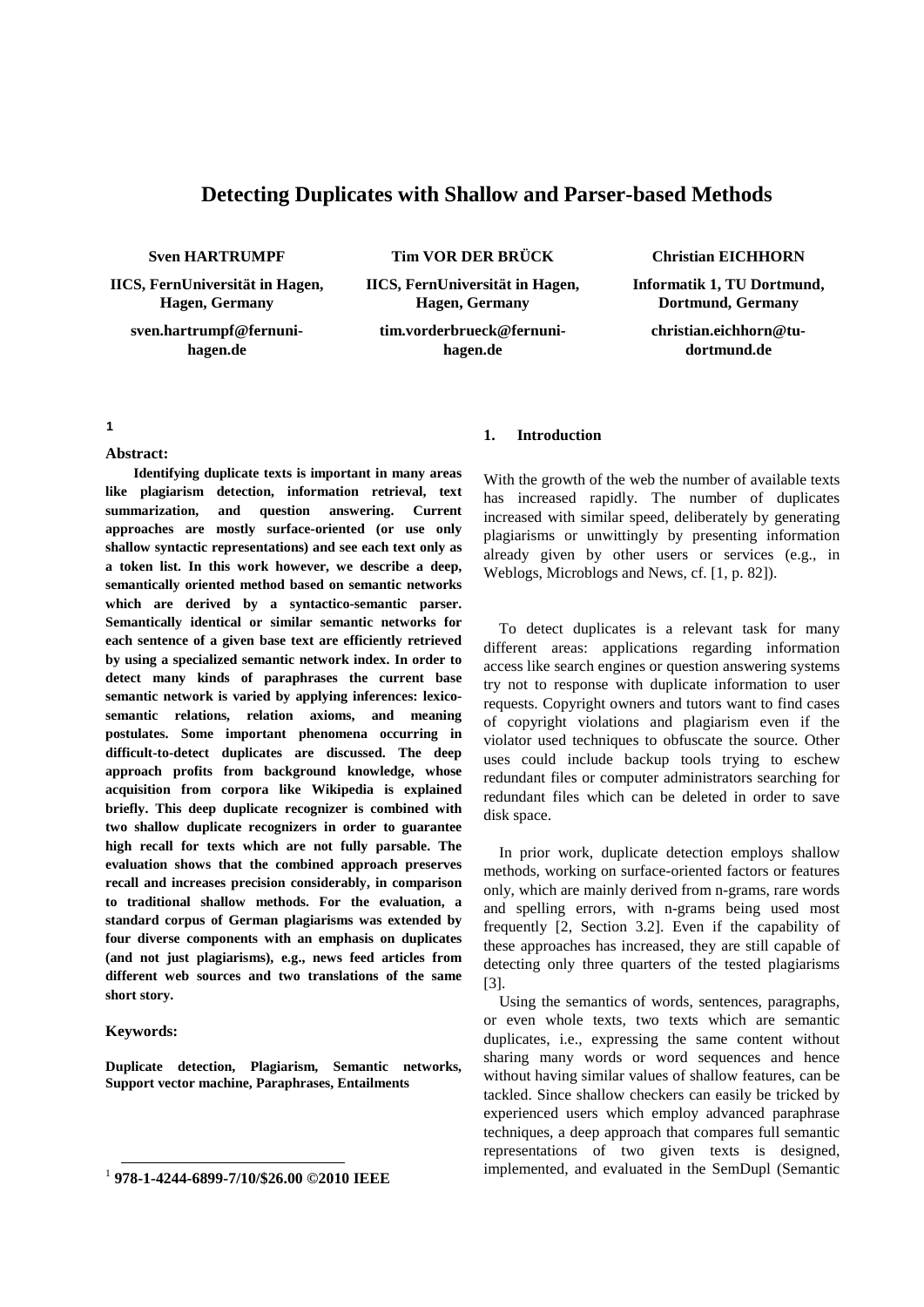# Detecting Duplicates with Shallow and Parser-based Methods

**Sven HARTRUMPF**

**IICS, FernUniversität in Hagen, Hagen, Germany**

**sven.hartrumpf@fernuni-hagen.de**

**Tim VOR DER BRÜCK**

**IICS, FernUniversität in Hagen, Hagen, Germany**

**tim.vorderbrueck@fernuni-hagen.de**

**Christian EICHHORN**

**Informatik 1, TU Dortmund, Dortmund, Germany**

**christian.eichhorn@tu-dortmund.de**

[1]

**Abstract:**

**Identifying duplicate texts is important in many areas like plagiarism detection, information retrieval, text summarization, and question answering. Current approaches are mostly surface-oriented (or use only shallow syntactic representations) and see each text only as a token list. In this work however, we describe a deep, semantically oriented method based on semantic networks which are derived by a syntactico-semantic parser. Semantically identical or similar semantic networks for each sentence of a given base text are efficiently retrieved by using a specialized semantic network index. In order to detect many kinds of paraphrases the current base semantic network is varied by applying inferences: lexico-semantic relations, relation axioms, and meaning postulates. Some important phenomena occurring in difficult-to-detect duplicates are discussed. The deep approach profits from background knowledge, whose acquisition from corpora like Wikipedia is explained briefly. This deep duplicate recognizer is combined with two shallow duplicate recognizers in order to guarantee high recall for texts which are not fully parsable. The evaluation shows that the combined approach preserves recall and increases precision considerably, in comparison to traditional shallow methods. For the evaluation, a standard corpus of German plagiarisms was extended by four diverse components with an emphasis on duplicates (and not just plagiarisms), e.g., news feed articles from different web sources and two translations of the same short story.**

**Keywords:**

**Duplicate detection, Plagiarism, Semantic networks, Support vector machine, Paraphrases, Entailments**

[1] **978-1-4244-6899-7/10/$26.00 ©2010 IEEE**

## 1. Introduction

With the growth of the web the number of available texts has increased rapidly. The number of duplicates increased with similar speed, deliberately by generating plagiarisms or unwittingly by presenting information already given by other users or services (e.g., in Weblogs, Microblogs and News, cf. [1, p. 82]).

To detect duplicates is a relevant task for many different areas: applications regarding information access like search engines or question answering systems try not to response with duplicate information to user requests. Copyright owners and tutors want to find cases of copyright violations and plagiarism even if the violator used techniques to obfuscate the source. Other uses could include backup tools trying to eschew redundant files or computer administrators searching for redundant files which can be deleted in order to save disk space.

In prior work, duplicate detection employs shallow methods, working on surface-oriented factors or features only, which are mainly derived from n-grams, rare words and spelling errors, with n-grams being used most frequently [2, Section 3.2]. Even if the capability of these approaches has increased, they are still capable of detecting only three quarters of the tested plagiarisms [3].

Using the semantics of words, sentences, paragraphs, or even whole texts, two texts which are semantic duplicates, i.e., expressing the same content without sharing many words or word sequences and hence without having similar values of shallow features, can be tackled. Since shallow checkers can easily be tricked by experienced users which employ advanced paraphrase techniques, a deep approach that compares full semantic representations of two given texts is designed, implemented, and evaluated in the SemDupl (Semantic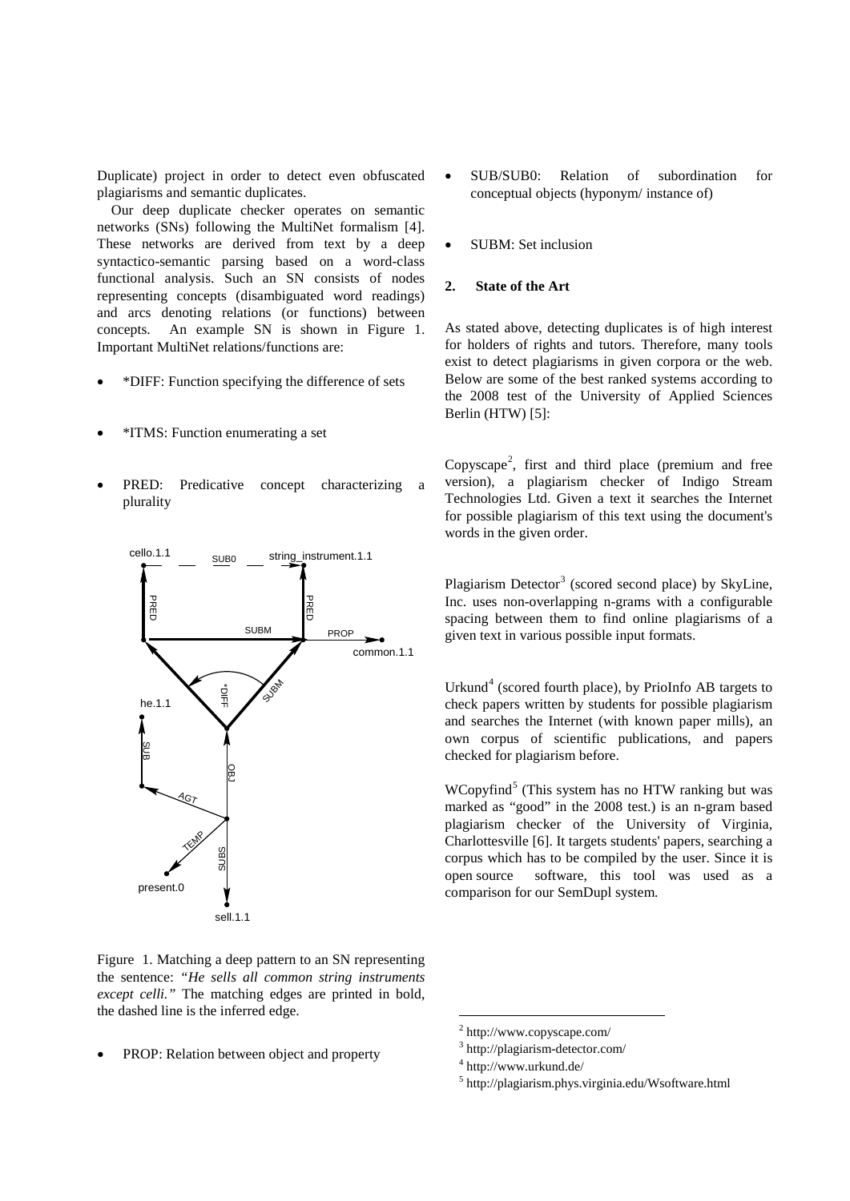Duplicate) project in order to detect even obfuscated plagiarisms and semantic duplicates.

Our deep duplicate checker operates on semantic networks (SNs) following the MultiNet formalism [4]. These networks are derived from text by a deep syntactico-semantic parsing based on a word-class functional analysis. Such an SN consists of nodes representing concepts (disambiguated word readings) and arcs denoting relations (or functions) between concepts. An example SN is shown in Figure 1. Important MultiNet relations/functions are:

- *DIFF: Function specifying the difference of sets
- *ITMS: Function enumerating a set
- PRED: Predicative concept characterizing a plurality

Figure 1. Matching a deep pattern to an SN representing the sentence: *"He sells all common string instruments except celli."* The matching edges are printed in bold, the dashed line is the inferred edge.

- PROP: Relation between object and property
- SUB/SUB0: Relation of subordination for conceptual objects (hyponym/ instance of)
- SUBM: Set inclusion

## 2. State of the Art

As stated above, detecting duplicates is of high interest for holders of rights and tutors. Therefore, many tools exist to detect plagiarisms in given corpora or the web. Below are some of the best ranked systems according to the 2008 test of the University of Applied Sciences Berlin (HTW) [5]:

Copyscape[2], first and third place (premium and free version), a plagiarism checker of Indigo Stream Technologies Ltd. Given a text it searches the Internet for possible plagiarism of this text using the document's words in the given order.

Plagiarism Detector[3] (scored second place) by SkyLine, Inc. uses non-overlapping n-grams with a configurable spacing between them to find online plagiarisms of a given text in various possible input formats.

Urkund[4] (scored fourth place), by PrioInfo AB targets to check papers written by students for possible plagiarism and searches the Internet (with known paper mills), an own corpus of scientific publications, and papers checked for plagiarism before.

WCopyfind[5] (This system has no HTW ranking but was marked as "good" in the 2008 test.) is an n-gram based plagiarism checker of the University of Virginia, Charlottesville [6]. It targets students' papers, searching a corpus which has to be compiled by the user. Since it is open source software, this tool was used as a comparison for our SemDupl system.

[2] http://www.copyscape.com/

[3] http://plagiarism-detector.com/

[4] http://www.urkund.de/

[5] http://plagiarism.phys.virginia.edu/Wsoftware.html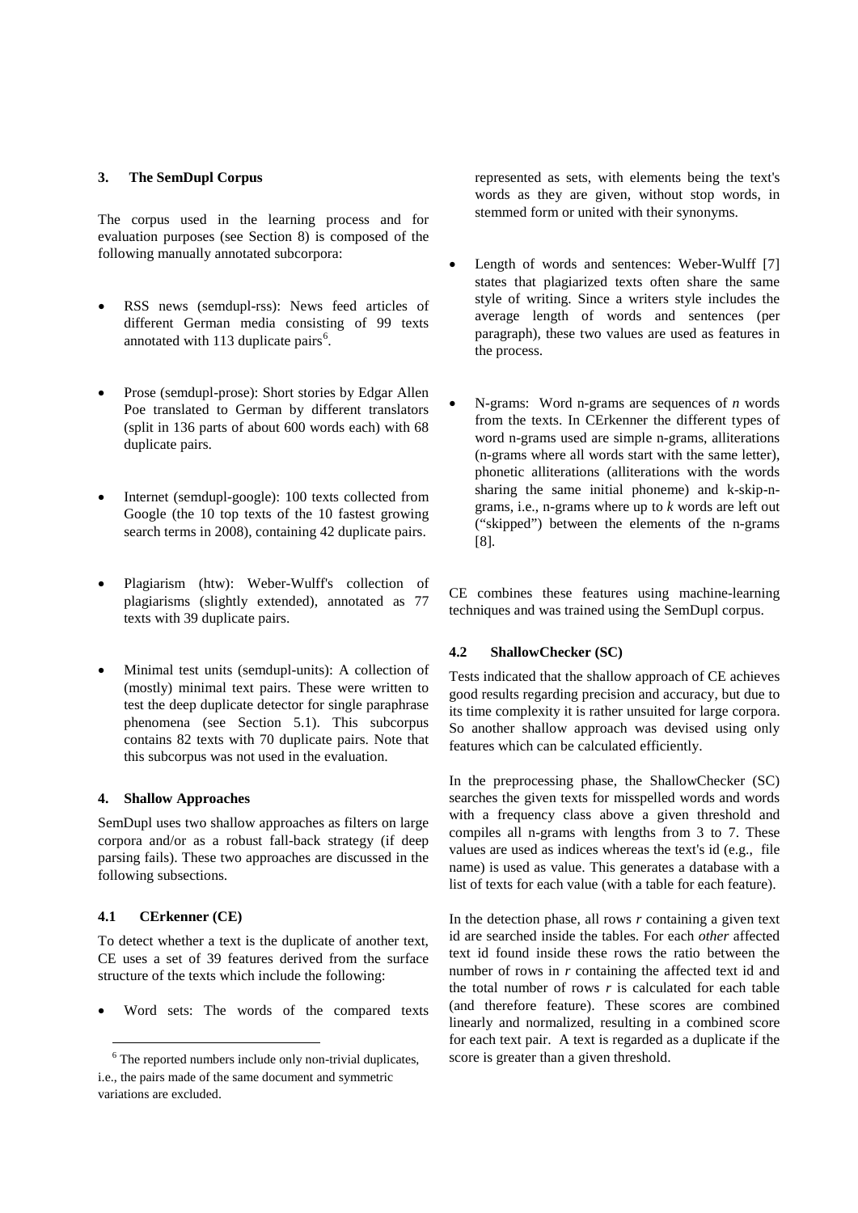## 3. The SemDupl Corpus

The corpus used in the learning process and for evaluation purposes (see Section 8) is composed of the following manually annotated subcorpora:

- RSS news (semdupl-rss): News feed articles of different German media consisting of 99 texts annotated with 113 duplicate pairs[6].
- Prose (semdupl-prose): Short stories by Edgar Allen Poe translated to German by different translators (split in 136 parts of about 600 words each) with 68 duplicate pairs.
- Internet (semdupl-google): 100 texts collected from Google (the 10 top texts of the 10 fastest growing search terms in 2008), containing 42 duplicate pairs.
- Plagiarism (htw): Weber-Wulff's collection of plagiarisms (slightly extended), annotated as 77 texts with 39 duplicate pairs.
- Minimal test units (semdupl-units): A collection of (mostly) minimal text pairs. These were written to test the deep duplicate detector for single paraphrase phenomena (see Section 5.1). This subcorpus contains 82 texts with 70 duplicate pairs. Note that this subcorpus was not used in the evaluation.

## 4. Shallow Approaches

SemDupl uses two shallow approaches as filters on large corpora and/or as a robust fall-back strategy (if deep parsing fails). These two approaches are discussed in the following subsections.

### 4.1 CErkenner (CE)

To detect whether a text is the duplicate of another text, CE uses a set of 39 features derived from the surface structure of the texts which include the following:

- Word sets: The words of the compared texts represented as sets, with elements being the text's words as they are given, without stop words, in stemmed form or united with their synonyms.
- Length of words and sentences: Weber-Wulff [7] states that plagiarized texts often share the same style of writing. Since a writers style includes the average length of words and sentences (per paragraph), these two values are used as features in the process.
- N-grams: Word n-grams are sequences of *n* words from the texts. In CErkenner the different types of word n-grams used are simple n-grams, alliterations (n-grams where all words start with the same letter), phonetic alliterations (alliterations with the words sharing the same initial phoneme) and k-skip-n-grams, i.e., n-grams where up to *k* words are left out ("skipped") between the elements of the n-grams [8].

CE combines these features using machine-learning techniques and was trained using the SemDupl corpus.

### 4.2 ShallowChecker (SC)

Tests indicated that the shallow approach of CE achieves good results regarding precision and accuracy, but due to its time complexity it is rather unsuited for large corpora. So another shallow approach was devised using only features which can be calculated efficiently.

In the preprocessing phase, the ShallowChecker (SC) searches the given texts for misspelled words and words with a frequency class above a given threshold and compiles all n-grams with lengths from 3 to 7. These values are used as indices whereas the text's id (e.g., file name) is used as value. This generates a database with a list of texts for each value (with a table for each feature).

In the detection phase, all rows *r* containing a given text id are searched inside the tables. For each *other* affected text id found inside these rows the ratio between the number of rows in *r* containing the affected text id and the total number of rows *r* is calculated for each table (and therefore feature). These scores are combined linearly and normalized, resulting in a combined score for each text pair. A text is regarded as a duplicate if the score is greater than a given threshold.

[6] The reported numbers include only non-trivial duplicates, i.e., the pairs made of the same document and symmetric variations are excluded.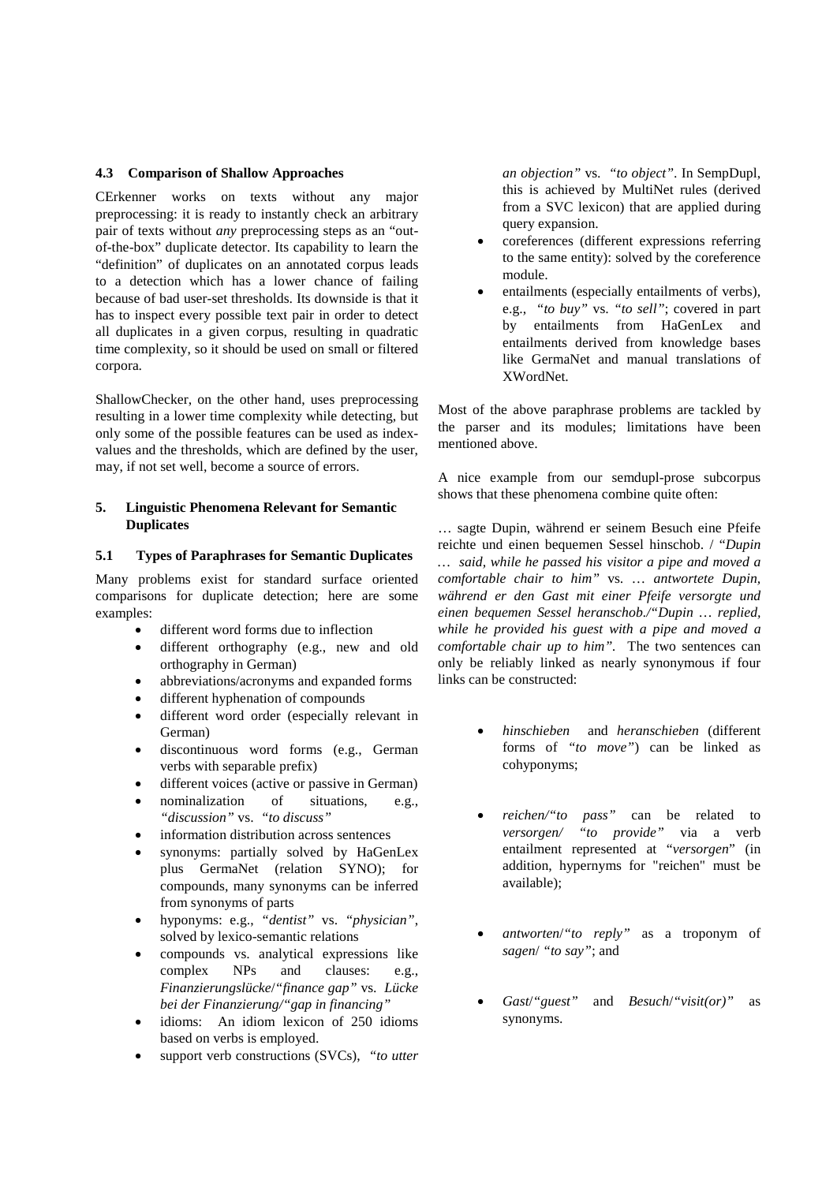### 4.3 Comparison of Shallow Approaches

CErkenner works on texts without any major preprocessing: it is ready to instantly check an arbitrary pair of texts without *any* preprocessing steps as an "out-of-the-box" duplicate detector. Its capability to learn the "definition" of duplicates on an annotated corpus leads to a detection which has a lower chance of failing because of bad user-set thresholds. Its downside is that it has to inspect every possible text pair in order to detect all duplicates in a given corpus, resulting in quadratic time complexity, so it should be used on small or filtered corpora.

ShallowChecker, on the other hand, uses preprocessing resulting in a lower time complexity while detecting, but only some of the possible features can be used as index-values and the thresholds, which are defined by the user, may, if not set well, become a source of errors.

## 5. Linguistic Phenomena Relevant for Semantic Duplicates

### 5.1 Types of Paraphrases for Semantic Duplicates

Many problems exist for standard surface oriented comparisons for duplicate detection; here are some examples:

- different word forms due to inflection
- different orthography (e.g., new and old orthography in German)
- abbreviations/acronyms and expanded forms
- different hyphenation of compounds
- different word order (especially relevant in German)
- discontinuous word forms (e.g., German verbs with separable prefix)
- different voices (active or passive in German)
- nominalization of situations, e.g., *"discussion"* vs. *"to discuss"*
- information distribution across sentences
- synonyms: partially solved by HaGenLex plus GermaNet (relation SYNO); for compounds, many synonyms can be inferred from synonyms of parts
- hyponyms: e.g., *"dentist"* vs. *"physician"*, solved by lexico-semantic relations
- compounds vs. analytical expressions like complex NPs and clauses: e.g., *Finanzierungslücke*/*"finance gap"* vs. *Lücke bei der Finanzierung/"gap in financing"*
- idioms: An idiom lexicon of 250 idioms based on verbs is employed.
- support verb constructions (SVCs), *"to utter an objection"* vs. *"to object"*. In SempDupl, this is achieved by MultiNet rules (derived from a SVC lexicon) that are applied during query expansion.
- coreferences (different expressions referring to the same entity): solved by the coreference module.
- entailments (especially entailments of verbs), e.g., *"to buy"* vs. *"to sell"*; covered in part by entailments from HaGenLex and entailments derived from knowledge bases like GermaNet and manual translations of XWordNet.

Most of the above paraphrase problems are tackled by the parser and its modules; limitations have been mentioned above.

A nice example from our semdupl-prose subcorpus shows that these phenomena combine quite often:

… sagte Dupin, während er seinem Besuch eine Pfeife reichte und einen bequemen Sessel hinschob. / *"Dupin … said, while he passed his visitor a pipe and moved a comfortable chair to him"* vs. *… antwortete Dupin, während er den Gast mit einer Pfeife versorgte und einen bequemen Sessel heranschob./"Dupin … replied, while he provided his guest with a pipe and moved a comfortable chair up to him".* The two sentences can only be reliably linked as nearly synonymous if four links can be constructed:

- *hinschieben* and *heranschieben* (different forms of *"to move"*) can be linked as cohyponyms;
- *reichen/"to pass"* can be related to *versorgen/ "to provide"* via a verb entailment represented at "*versorgen*" (in addition, hypernyms for "reichen" must be available);
- *antworten*/*"to reply"* as a troponym of *sagen*/ *"to say"*; and
- *Gast*/*"guest"* and *Besuch*/*"visit(or)"* as synonyms.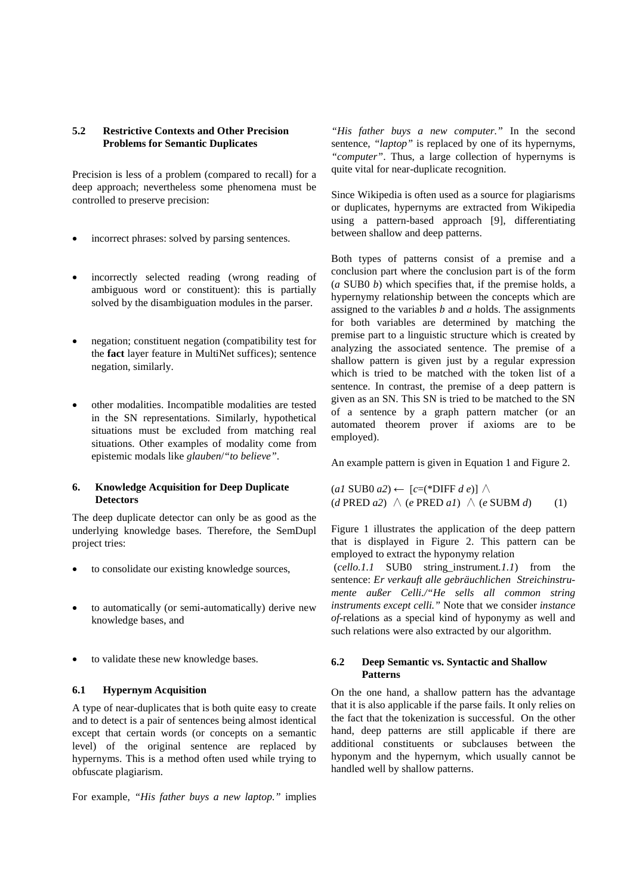### 5.2 Restrictive Contexts and Other Precision Problems for Semantic Duplicates

Precision is less of a problem (compared to recall) for a deep approach; nevertheless some phenomena must be controlled to preserve precision:

- incorrect phrases: solved by parsing sentences.
- incorrectly selected reading (wrong reading of ambiguous word or constituent): this is partially solved by the disambiguation modules in the parser.
- negation; constituent negation (compatibility test for the **fact** layer feature in MultiNet suffices); sentence negation, similarly.
- other modalities. Incompatible modalities are tested in the SN representations. Similarly, hypothetical situations must be excluded from matching real situations. Other examples of modality come from epistemic modals like *glauben*/*"to believe"*.

## 6. Knowledge Acquisition for Deep Duplicate Detectors

The deep duplicate detector can only be as good as the underlying knowledge bases. Therefore, the SemDupl project tries:

- to consolidate our existing knowledge sources,
- to automatically (or semi-automatically) derive new knowledge bases, and
- to validate these new knowledge bases.

### 6.1 Hypernym Acquisition

A type of near-duplicates that is both quite easy to create and to detect is a pair of sentences being almost identical except that certain words (or concepts on a semantic level) of the original sentence are replaced by hypernyms. This is a method often used while trying to obfuscate plagiarism.

For example, *"His father buys a new laptop."* implies *"His father buys a new computer."* In the second sentence, *"laptop"* is replaced by one of its hypernyms, *"computer"*. Thus, a large collection of hypernyms is quite vital for near-duplicate recognition.

Since Wikipedia is often used as a source for plagiarisms or duplicates, hypernyms are extracted from Wikipedia using a pattern-based approach [9], differentiating between shallow and deep patterns.

Both types of patterns consist of a premise and a conclusion part where the conclusion part is of the form (*a* SUB0 *b*) which specifies that, if the premise holds, a hypernymy relationship between the concepts which are assigned to the variables *b* and *a* holds. The assignments for both variables are determined by matching the premise part to a linguistic structure which is created by analyzing the associated sentence. The premise of a shallow pattern is given just by a regular expression which is tried to be matched with the token list of a sentence. In contrast, the premise of a deep pattern is given as an SN. This SN is tried to be matched to the SN of a sentence by a graph pattern matcher (or an automated theorem prover if axioms are to be employed).

An example pattern is given in Equation 1 and Figure 2.

$$(a1 \text{ SUB0 } a2) \leftarrow [c{=}(\text{*DIFF } d\ e)] \wedge (d \text{ PRED } a2) \wedge (e \text{ PRED } a1) \wedge (e \text{ SUBM } d) \qquad (1)$$

Figure 1 illustrates the application of the deep pattern that is displayed in Figure 2. This pattern can be employed to extract the hyponymy relation (*cello.1.1* SUB0 string_instrument*.1.1*) from the sentence: ***Er verkauft alle gebräuchlichen Streichinstrumente außer Celli.***/*"He sells all common string instruments except celli."* Note that we consider *instance of*-relations as a special kind of hyponymy as well and such relations were also extracted by our algorithm.

### 6.2 Deep Semantic vs. Syntactic and Shallow Patterns

On the one hand, a shallow pattern has the advantage that it is also applicable if the parse fails. It only relies on the fact that the tokenization is successful. On the other hand, deep patterns are still applicable if there are additional constituents or subclauses between the hyponym and the hypernym, which usually cannot be handled well by shallow patterns.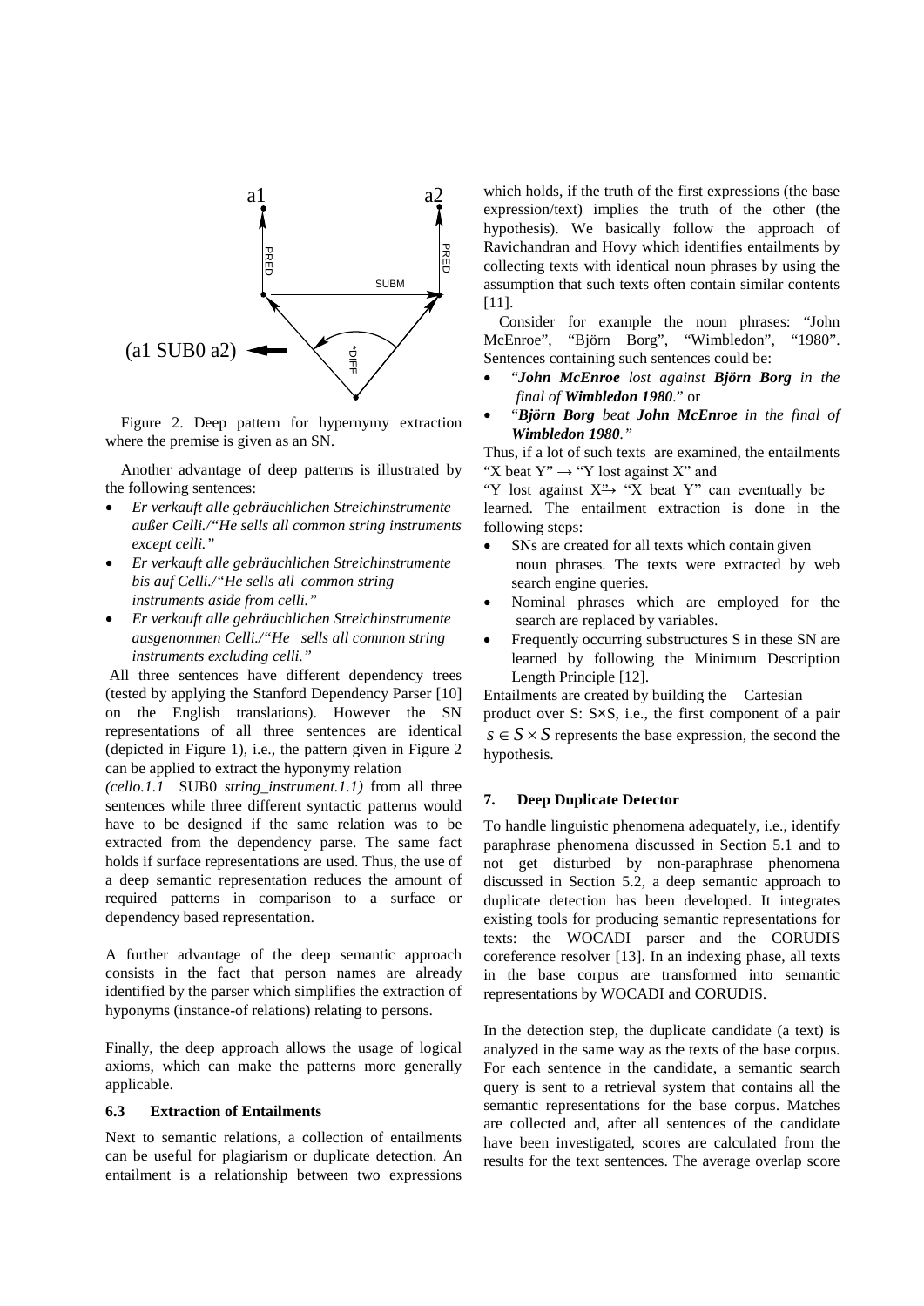(a1 SUB0 a2)

Figure 2. Deep pattern for hypernymy extraction where the premise is given as an SN.

Another advantage of deep patterns is illustrated by the following sentences:

- *Er verkauft alle gebräuchlichen Streichinstrumente außer Celli./"He sells all common string instruments except celli."*
- *Er verkauft alle gebräuchlichen Streichinstrumente bis auf Celli./"He sells all common string instruments aside from celli."*
- *Er verkauft alle gebräuchlichen Streichinstrumente ausgenommen Celli./"He sells all common string instruments excluding celli."*

All three sentences have different dependency trees (tested by applying the Stanford Dependency Parser [10] on the English translations). However the SN representations of all three sentences are identical (depicted in Figure 1), i.e., the pattern given in Figure 2 can be applied to extract the hyponymy relation *(cello.1.1* SUB0 *string_instrument.1.1)* from all three sentences while three different syntactic patterns would have to be designed if the same relation was to be extracted from the dependency parse. The same fact holds if surface representations are used. Thus, the use of a deep semantic representation reduces the amount of required patterns in comparison to a surface or dependency based representation.

A further advantage of the deep semantic approach consists in the fact that person names are already identified by the parser which simplifies the extraction of hyponyms (instance-of relations) relating to persons.

Finally, the deep approach allows the usage of logical axioms, which can make the patterns more generally applicable.

### 6.3 Extraction of Entailments

Next to semantic relations, a collection of entailments can be useful for plagiarism or duplicate detection. An entailment is a relationship between two expressions which holds, if the truth of the first expressions (the base expression/text) implies the truth of the other (the hypothesis). We basically follow the approach of Ravichandran and Hovy which identifies entailments by collecting texts with identical noun phrases by using the assumption that such texts often contain similar contents [11].

Consider for example the noun phrases: "John McEnroe", "Björn Borg", "Wimbledon", "1980". Sentences containing such sentences could be:

- "***John McEnroe*** *lost against* ***Björn Borg*** *in the final of* ***Wimbledon 1980***." or
- "***Björn Borg*** *beat* ***John McEnroe*** *in the final of* ***Wimbledon 1980***."

Thus, if a lot of such texts are examined, the entailments "X beat Y" → "Y lost against X" and "Y lost against X" → "X beat Y" can eventually be learned. The entailment extraction is done in the following steps:

- SNs are created for all texts which contain given noun phrases. The texts were extracted by web search engine queries.
- Nominal phrases which are employed for the search are replaced by variables.
- Frequently occurring substructures S in these SN are learned by following the Minimum Description Length Principle [12].

Entailments are created by building the Cartesian product over S: S×S, i.e., the first component of a pair $s \in S \times S$ represents the base expression, the second the hypothesis.

## 7. Deep Duplicate Detector

To handle linguistic phenomena adequately, i.e., identify paraphrase phenomena discussed in Section 5.1 and to not get disturbed by non-paraphrase phenomena discussed in Section 5.2, a deep semantic approach to duplicate detection has been developed. It integrates existing tools for producing semantic representations for texts: the WOCADI parser and the CORUDIS coreference resolver [13]. In an indexing phase, all texts in the base corpus are transformed into semantic representations by WOCADI and CORUDIS.

In the detection step, the duplicate candidate (a text) is analyzed in the same way as the texts of the base corpus. For each sentence in the candidate, a semantic search query is sent to a retrieval system that contains all the semantic representations for the base corpus. Matches are collected and, after all sentences of the candidate have been investigated, scores are calculated from the results for the text sentences. The average overlap score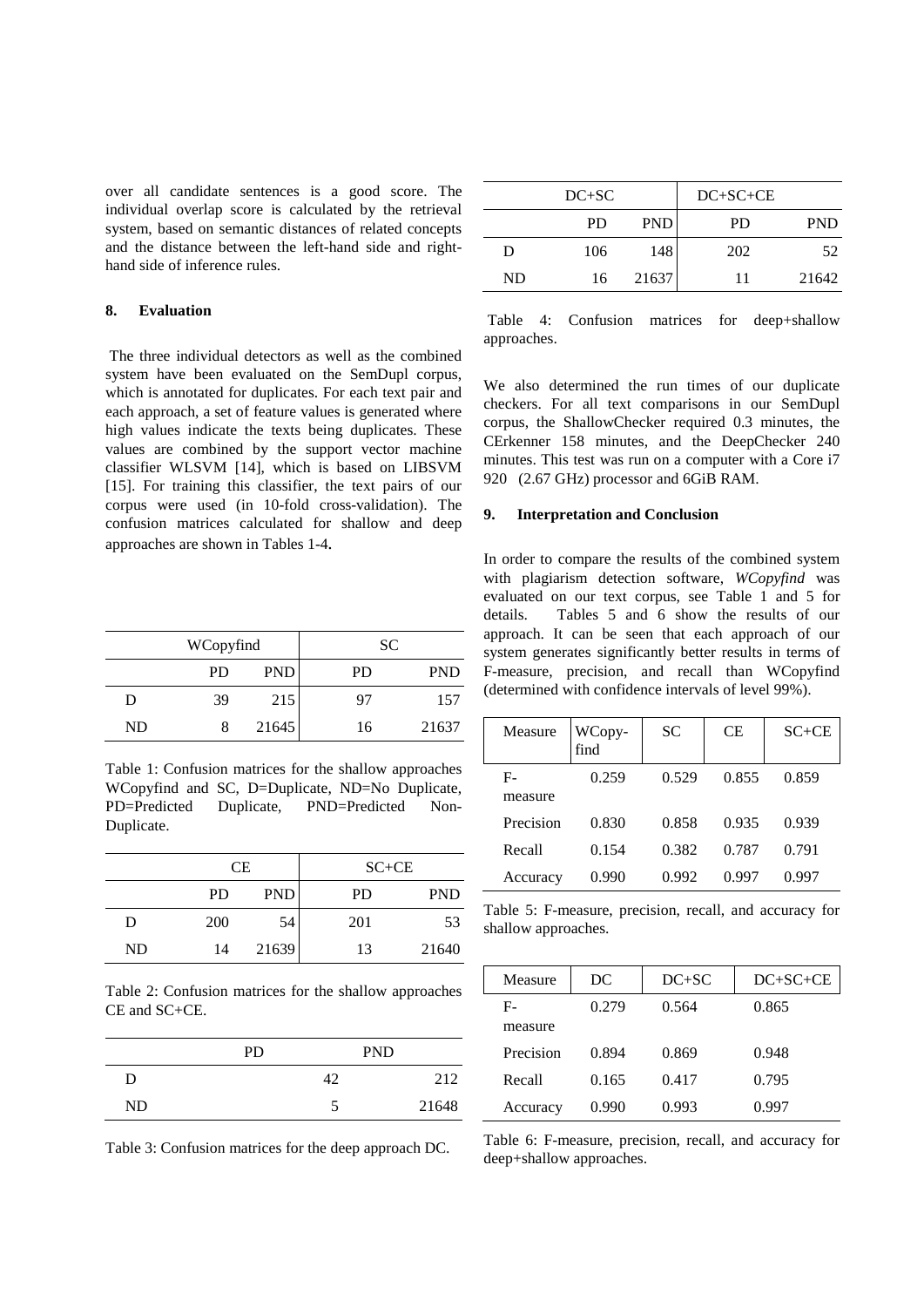over all candidate sentences is a good score. The individual overlap score is calculated by the retrieval system, based on semantic distances of related concepts and the distance between the left-hand side and right-hand side of inference rules.

## 8. Evaluation

The three individual detectors as well as the combined system have been evaluated on the SemDupl corpus, which is annotated for duplicates. For each text pair and each approach, a set of feature values is generated where high values indicate the texts being duplicates. These values are combined by the support vector machine classifier WLSVM [14], which is based on LIBSVM [15]. For training this classifier, the text pairs of our corpus were used (in 10-fold cross-validation). The confusion matrices calculated for shallow and deep approaches are shown in Tables 1-4.

| | WCopyfind | | SC | |
|---|---|---|---|---|
| | PD | PND | PD | PND |
| D | 39 | 215 | 97 | 157 |
| ND | 8 | 21645 | 16 | 21637 |

Table 1: Confusion matrices for the shallow approaches WCopyfind and SC, D=Duplicate, ND=No Duplicate, PD=Predicted Duplicate, PND=Predicted Non-Duplicate.

| | CE | | SC+CE | |
|---|---|---|---|---|
| | PD | PND | PD | PND |
| D | 200 | 54 | 201 | 53 |
| ND | 14 | 21639 | 13 | 21640 |

Table 2: Confusion matrices for the shallow approaches CE and SC+CE.

| | PD | PND |
|---|---|---|
| D | 42 | 212 |
| ND | 5 | 21648 |

Table 3: Confusion matrices for the deep approach DC.

| | DC+SC | | DC+SC+CE | |
|---|---|---|---|---|
| | PD | PND | PD | PND |
| D | 106 | 148 | 202 | 52 |
| ND | 16 | 21637 | 11 | 21642 |

Table 4: Confusion matrices for deep+shallow approaches.

We also determined the run times of our duplicate checkers. For all text comparisons in our SemDupl corpus, the ShallowChecker required 0.3 minutes, the CErkenner 158 minutes, and the DeepChecker 240 minutes. This test was run on a computer with a Core i7 920 (2.67 GHz) processor and 6GiB RAM.

## 9. Interpretation and Conclusion

In order to compare the results of the combined system with plagiarism detection software, *WCopyfind* was evaluated on our text corpus, see Table 1 and 5 for details. Tables 5 and 6 show the results of our approach. It can be seen that each approach of our system generates significantly better results in terms of F-measure, precision, and recall than WCopyfind (determined with confidence intervals of level 99%).

| Measure | WCopy-find | SC | CE | SC+CE |
|---|---|---|---|---|
| F-measure | 0.259 | 0.529 | 0.855 | 0.859 |
| Precision | 0.830 | 0.858 | 0.935 | 0.939 |
| Recall | 0.154 | 0.382 | 0.787 | 0.791 |
| Accuracy | 0.990 | 0.992 | 0.997 | 0.997 |

Table 5: F-measure, precision, recall, and accuracy for shallow approaches.

| Measure | DC | DC+SC | DC+SC+CE |
|---|---|---|---|
| F-measure | 0.279 | 0.564 | 0.865 |
| Precision | 0.894 | 0.869 | 0.948 |
| Recall | 0.165 | 0.417 | 0.795 |
| Accuracy | 0.990 | 0.993 | 0.997 |

Table 6: F-measure, precision, recall, and accuracy for deep+shallow approaches.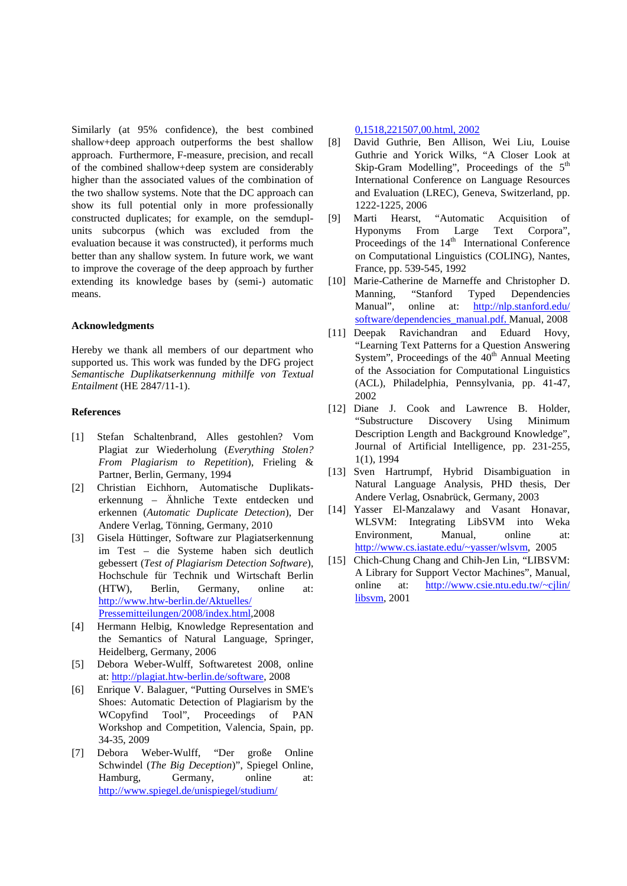Similarly (at 95% confidence), the best combined shallow+deep approach outperforms the best shallow approach. Furthermore, F-measure, precision, and recall of the combined shallow+deep system are considerably higher than the associated values of the combination of the two shallow systems. Note that the DC approach can show its full potential only in more professionally constructed duplicates; for example, on the semdupl-units subcorpus (which was excluded from the evaluation because it was constructed), it performs much better than any shallow system. In future work, we want to improve the coverage of the deep approach by further extending its knowledge bases by (semi-) automatic means.

### Acknowledgments

Hereby we thank all members of our department who supported us. This work was funded by the DFG project *Semantische Duplikatserkennung mithilfe von Textual Entailment* (HE 2847/11-1).

### References

[1] Stefan Schaltenbrand, Alles gestohlen? Vom Plagiat zur Wiederholung (*Everything Stolen? From Plagiarism to Repetition*), Frieling & Partner, Berlin, Germany, 1994

[2] Christian Eichhorn, Automatische Duplikatserkennung – Ähnliche Texte entdecken und erkennen (*Automatic Duplicate Detection*), Der Andere Verlag, Tönning, Germany, 2010

[3] Gisela Hüttinger, Software zur Plagiatserkennung im Test – die Systeme haben sich deutlich gebessert (*Test of Plagiarism Detection Software*), Hochschule für Technik und Wirtschaft Berlin (HTW), Berlin, Germany, online at: http://www.htw-berlin.de/Aktuelles/Pressemitteilungen/2008/index.html,2008

[4] Hermann Helbig, Knowledge Representation and the Semantics of Natural Language, Springer, Heidelberg, Germany, 2006

[5] Debora Weber-Wulff, Softwaretest 2008, online at: http://plagiat.htw-berlin.de/software, 2008

[6] Enrique V. Balaguer, "Putting Ourselves in SME's Shoes: Automatic Detection of Plagiarism by the WCopyfind Tool", Proceedings of PAN Workshop and Competition, Valencia, Spain, pp. 34-35, 2009

[7] Debora Weber-Wulff, "Der große Online Schwindel (*The Big Deception*)", Spiegel Online, Hamburg, Germany, online at: http://www.spiegel.de/unispiegel/studium/0,1518,221507,00.html, 2002

[8] David Guthrie, Ben Allison, Wei Liu, Louise Guthrie and Yorick Wilks, "A Closer Look at Skip-Gram Modelling", Proceedings of the 5th International Conference on Language Resources and Evaluation (LREC), Geneva, Switzerland, pp. 1222-1225, 2006

[9] Marti Hearst, "Automatic Acquisition of Hyponyms From Large Text Corpora", Proceedings of the 14th International Conference on Computational Linguistics (COLING), Nantes, France, pp. 539-545, 1992

[10] Marie-Catherine de Marneffe and Christopher D. Manning, "Stanford Typed Dependencies Manual", online at: http://nlp.stanford.edu/software/dependencies_manual.pdf, Manual, 2008

[11] Deepak Ravichandran and Eduard Hovy, "Learning Text Patterns for a Question Answering System", Proceedings of the 40th Annual Meeting of the Association for Computational Linguistics (ACL), Philadelphia, Pennsylvania, pp. 41-47, 2002

[12] Diane J. Cook and Lawrence B. Holder, "Substructure Discovery Using Minimum Description Length and Background Knowledge", Journal of Artificial Intelligence, pp. 231-255, 1(1), 1994

[13] Sven Hartrumpf, Hybrid Disambiguation in Natural Language Analysis, PHD thesis, Der Andere Verlag, Osnabrück, Germany, 2003

[14] Yasser El-Manzalawy and Vasant Honavar, WLSVM: Integrating LibSVM into Weka Environment, Manual, online at: http://www.cs.iastate.edu/~yasser/wlsvm, 2005

[15] Chich-Chung Chang and Chih-Jen Lin, "LIBSVM: A Library for Support Vector Machines", Manual, online at: http://www.csie.ntu.edu.tw/~cjlin/libsvm, 2001